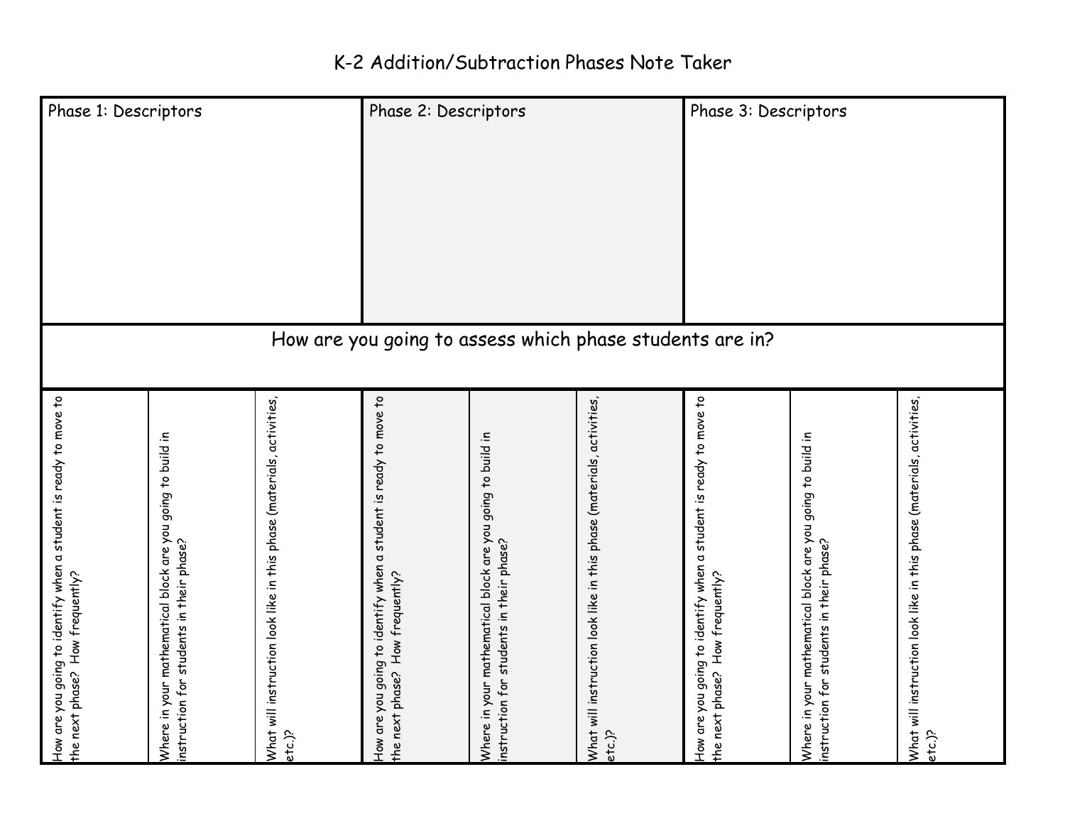# K-2 Addition/Subtraction Phases Note Taker

| Phase 1: Descriptors | | | Phase 2: Descriptors | | | Phase 3: Descriptors | | |
|---|---|---|---|---|---|---|---|---|
| How are you going to assess which phase students are in? | | | | | | | | |
| How are you going to identify when a student is ready to move to the next phase? How frequently? | Where in your mathematical block are you going to build in instruction for students in their phase? | What will instruction look like in this phase (materials, activities, etc.)? | How are you going to identify when a student is ready to move to the next phase? How frequently? | Where in your mathematical block are you going to build in instruction for students in their phase? | What will instruction look like in this phase (materials, activities, etc.)? | How are you going to identify when a student is ready to move to the next phase? How frequently? | Where in your mathematical block are you going to build in instruction for students in their phase? | What will instruction look like in this phase (materials, activities, etc.)? |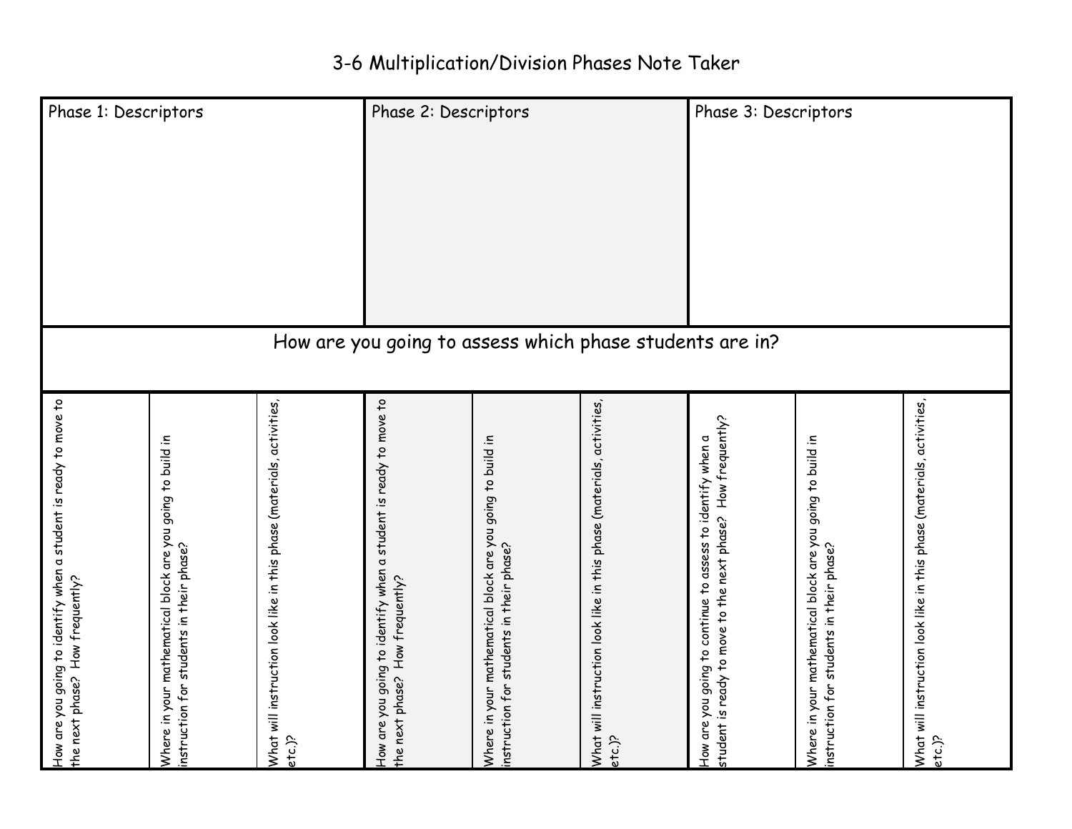# 3-6 Multiplication/Division Phases Note Taker

| Phase 1: Descriptors | | | Phase 2: Descriptors | | | Phase 3: Descriptors | | |
|---|---|---|---|---|---|---|---|---|
| How are you going to assess which phase students are in? | | | | | | | | |
| How are you going to identify when a student is ready to move to the next phase? How frequently? | Where in your mathematical block are you going to build in instruction for students in their phase? | What will instruction look like in this phase (materials, activities, etc.)? | How are you going to identify when a student is ready to move to the next phase? How frequently? | Where in your mathematical block are you going to build in instruction for students in their phase? | What will instruction look like in this phase (materials, activities, etc.)? | How are you going to continue to assess to identify when a student is ready to move to the next phase? How frequently? | Where in your mathematical block are you going to build in instruction for students in their phase? | What will instruction look like in this phase (materials, activities, etc.)? |